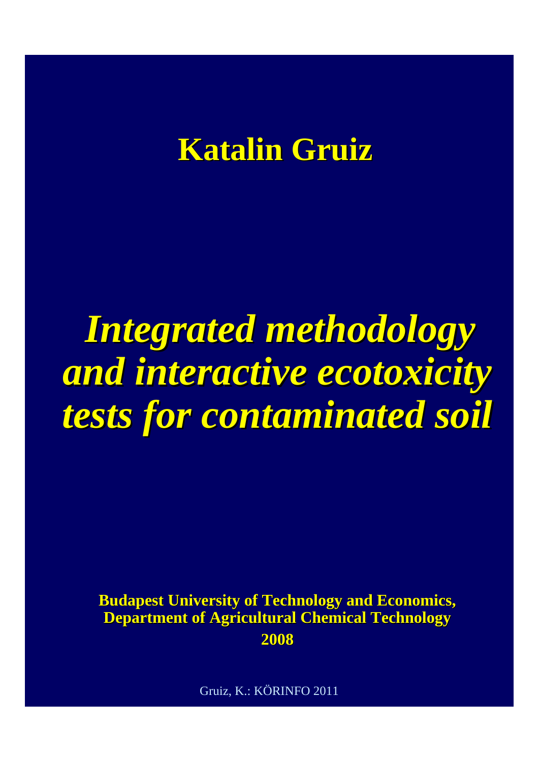**Katalin Gruiz**

# *Integrated methodology and interactive ecotoxicity tests for contaminated soil*

**Budapest University of Technology and Economics,**
**Department of Agricultural Chemical Technology**
**2008**

Gruiz, K.: KÖRINFO 2011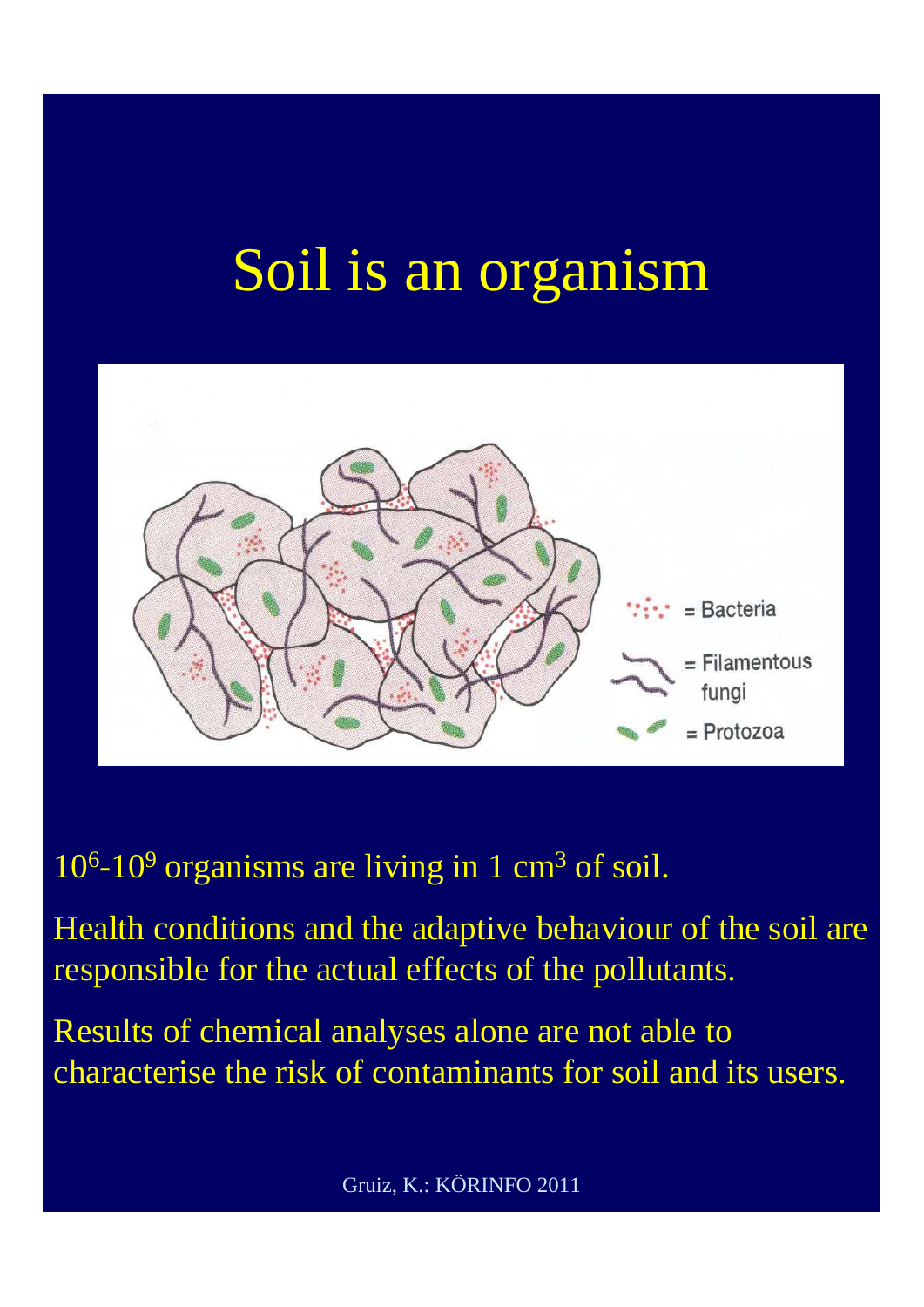# Soil is an organism

$10^6$-$10^9$ organisms are living in 1 $cm^3$ of soil.

Health conditions and the adaptive behaviour of the soil are responsible for the actual effects of the pollutants.

Results of chemical analyses alone are not able to characterise the risk of contaminants for soil and its users.

Gruiz, K.: KÖRINFO 2011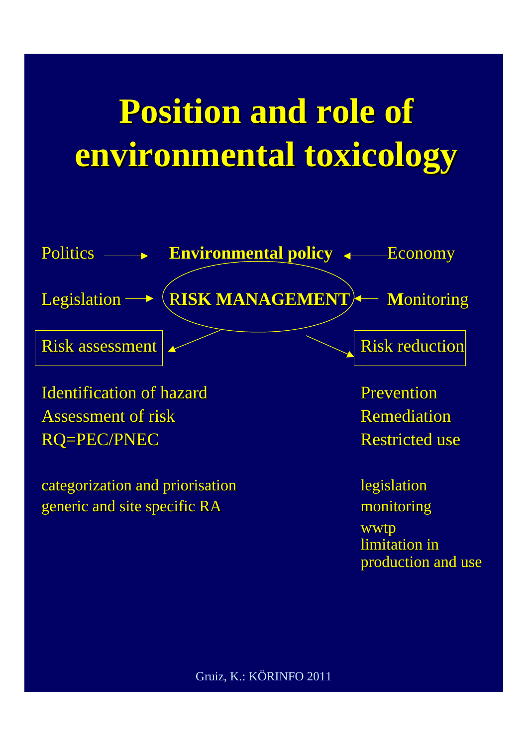# Position and role of environmental toxicology

Politics → **Environmental policy** ← Economy

Legislation → **RISK MANAGEMENT** ← **M**onitoring

Risk assessment | Risk reduction
--- | ---
Identification of hazard | Prevention
Assessment of risk | Remediation
RQ=PEC/PNEC | Restricted use

categorization and priorisation
generic and site specific RA

legislation
monitoring
wwtp
limitation in production and use

Gruiz, K.: KÖRINFO 2011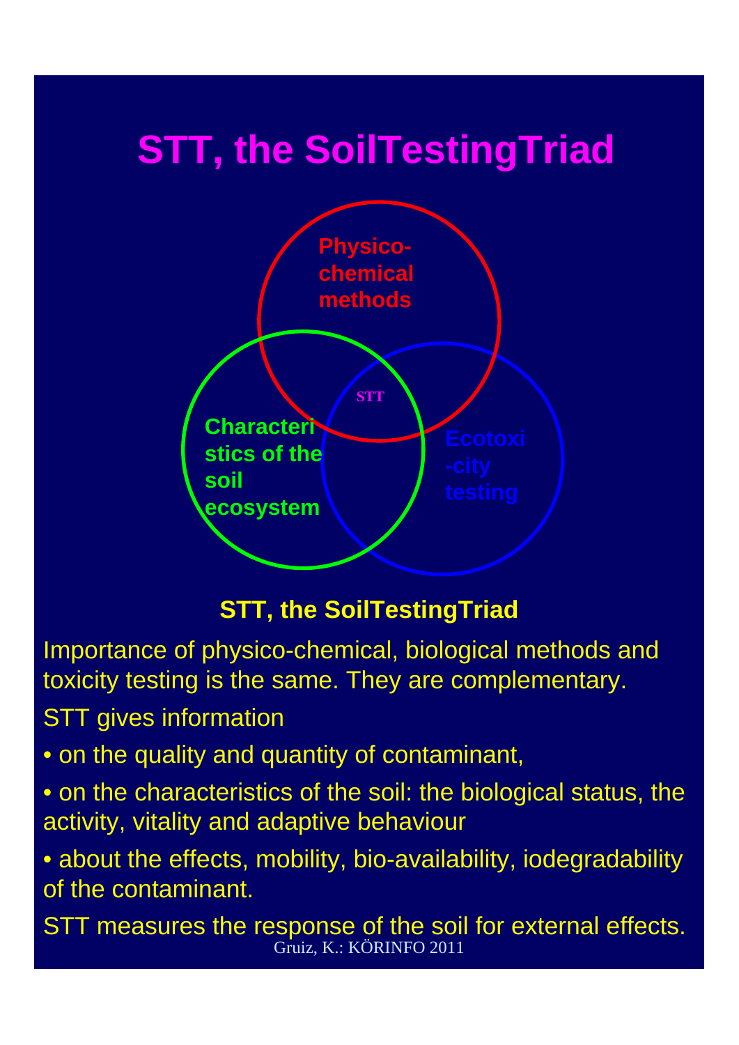# STT, the SoilTestingTriad

Physico-chemical methods

STT

Characteristics of the soil ecosystem

Ecotoxi-city testing

**STT, the SoilTestingTriad**

Importance of physico-chemical, biological methods and toxicity testing is the same. They are complementary.

STT gives information

- on the quality and quantity of contaminant,
- on the characteristics of the soil: the biological status, the activity, vitality and adaptive behaviour
- about the effects, mobility, bio-availability, iodegradability of the contaminant.

STT measures the response of the soil for external effects.

Gruiz, K.: KÖRINFO 2011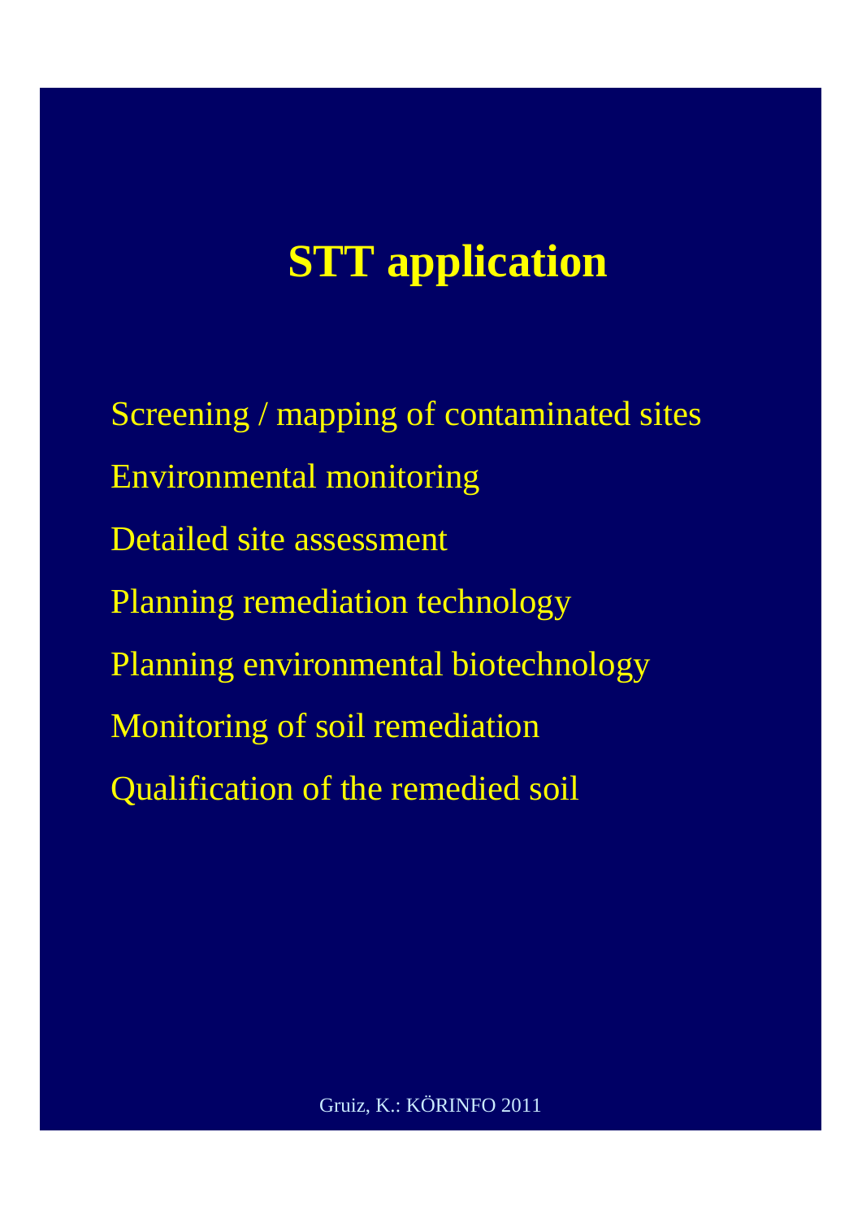# STT application

Screening / mapping of contaminated sites

Environmental monitoring

Detailed site assessment

Planning remediation technology

Planning environmental biotechnology

Monitoring of soil remediation

Qualification of the remedied soil

Gruiz, K.: KÖRINFO 2011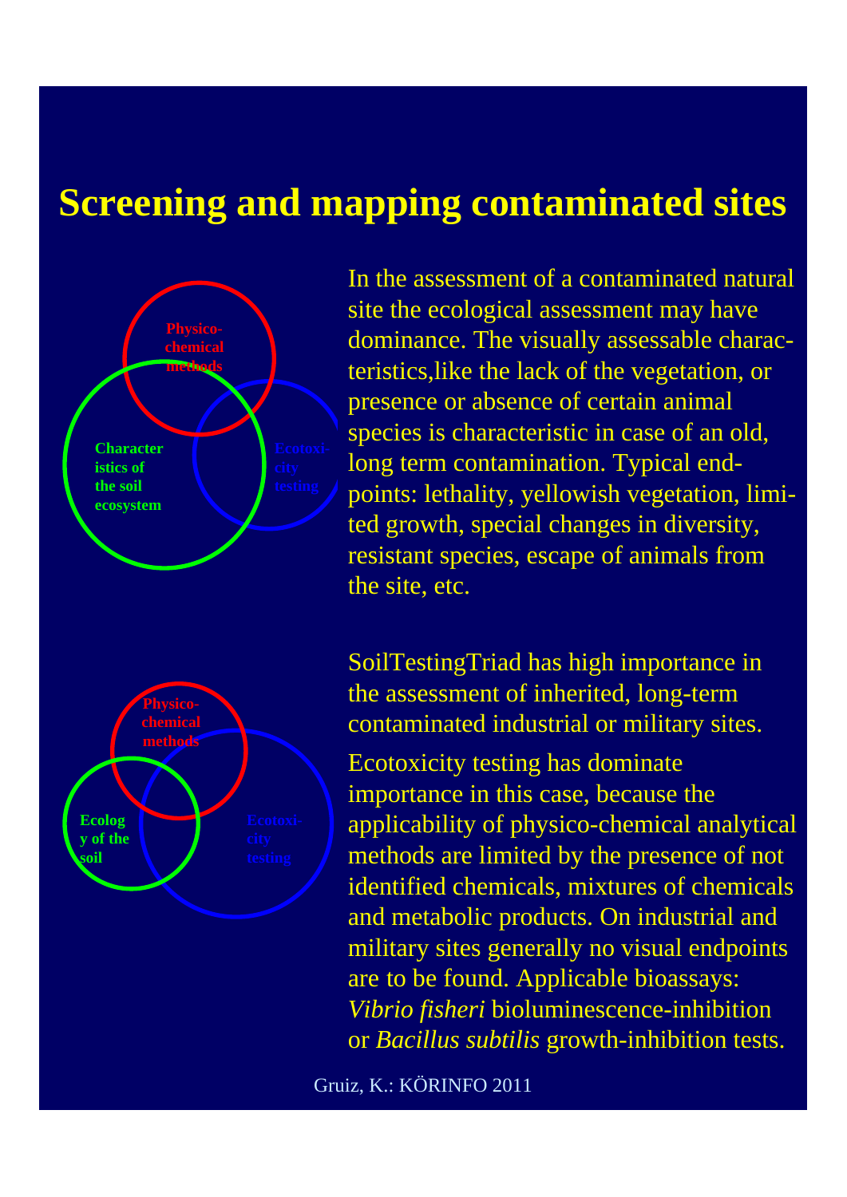# Screening and mapping contaminated sites

Physico-chemical methods

Characteristics of the soil ecosystem

Ecotoxicity testing

In the assessment of a contaminated natural site the ecological assessment may have dominance. The visually assessable characteristics,like the lack of the vegetation, or presence or absence of certain animal species is characteristic in case of an old, long term contamination. Typical endpoints: lethality, yellowish vegetation, limited growth, special changes in diversity, resistant species, escape of animals from the site, etc.

Physico-chemical methods

Ecology of the soil

Ecotoxicity testing

SoilTestingTriad has high importance in the assessment of inherited, long-term contaminated industrial or military sites.

Ecotoxicity testing has dominate importance in this case, because the applicability of physico-chemical analytical methods are limited by the presence of not identified chemicals, mixtures of chemicals and metabolic products. On industrial and military sites generally no visual endpoints are to be found. Applicable bioassays: *Vibrio fisheri* bioluminescence-inhibition or *Bacillus subtilis* growth-inhibition tests.

Gruiz, K.: KÖRINFO 2011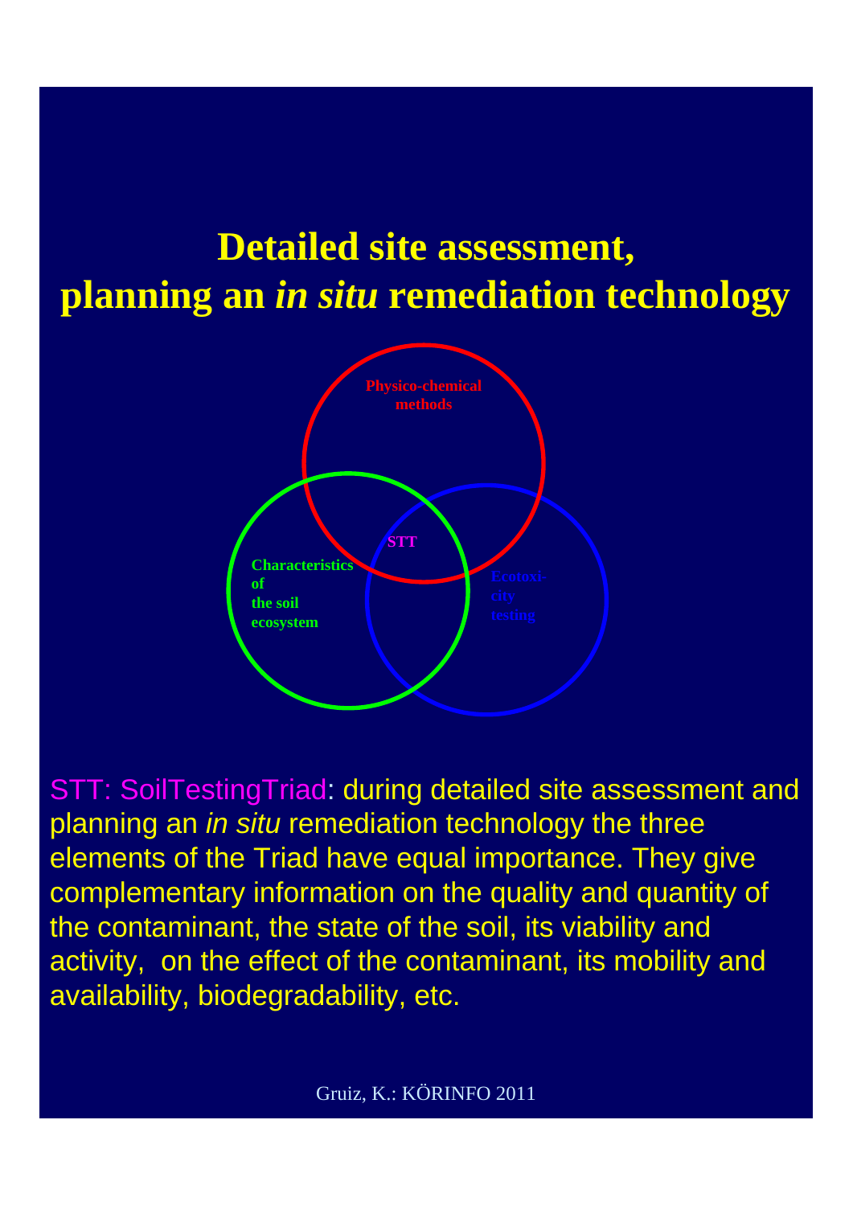# Detailed site assessment, planning an *in situ* remediation technology

Physico-chemical methods

STT

Characteristics of the soil ecosystem

Ecotoxicity testing

STT: SoilTestingTriad: during detailed site assessment and planning an *in situ* remediation technology the three elements of the Triad have equal importance. They give complementary information on the quality and quantity of the contaminant, the state of the soil, its viability and activity, on the effect of the contaminant, its mobility and availability, biodegradability, etc.

Gruiz, K.: KÖRINFO 2011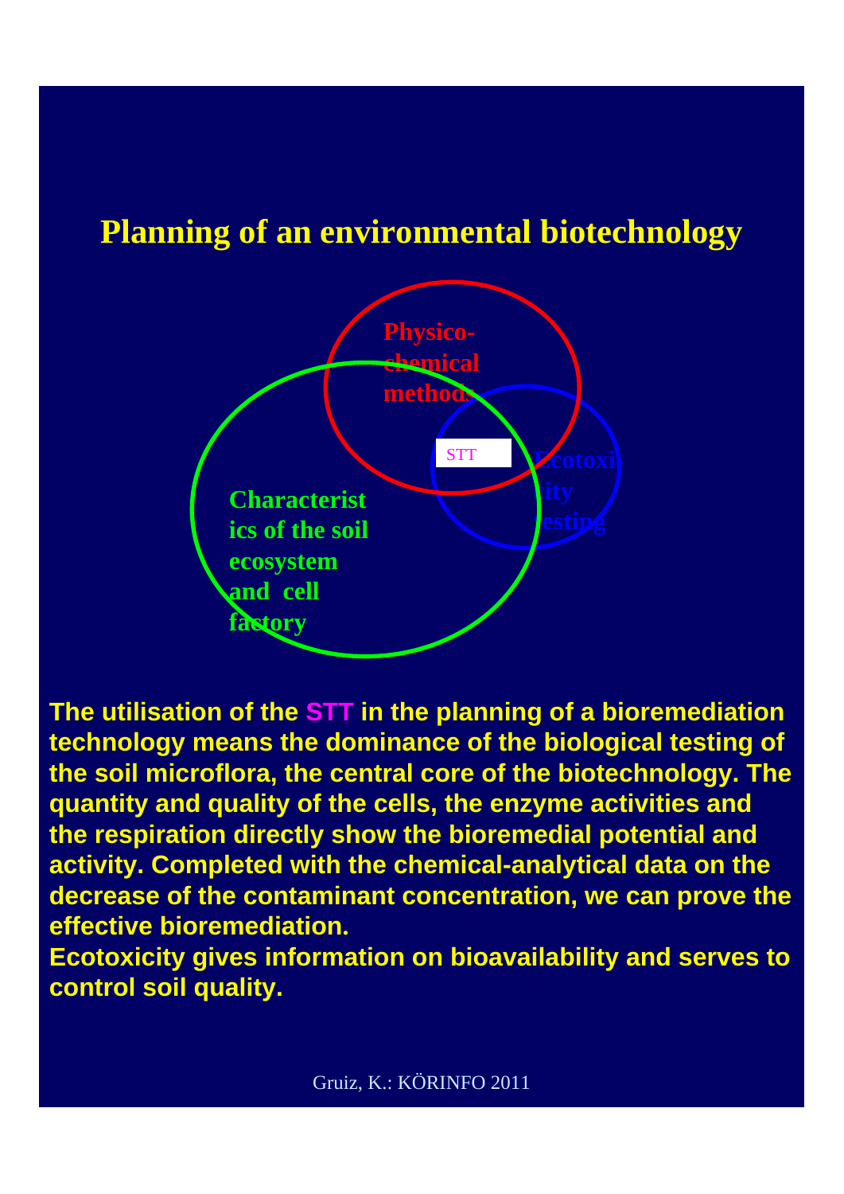# Planning of an environmental biotechnology

Physico-chemical methods

STT

Ecotoxicity testing

Characteristics of the soil ecosystem and cell factory

**The utilisation of the STT in the planning of a bioremediation technology means the dominance of the biological testing of the soil microflora, the central core of the biotechnology. The quantity and quality of the cells, the enzyme activities and the respiration directly show the bioremedial potential and activity. Completed with the chemical-analytical data on the decrease of the contaminant concentration, we can prove the effective bioremediation.**

**Ecotoxicity gives information on bioavailability and serves to control soil quality.**

Gruiz, K.: KÖRINFO 2011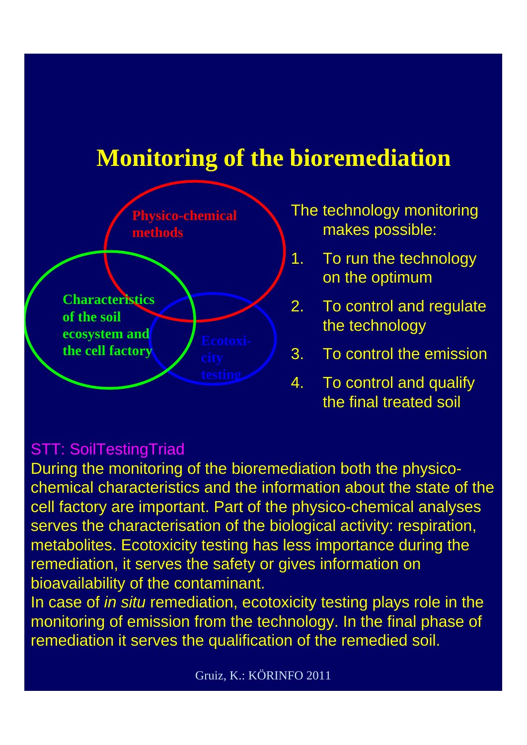# Monitoring of the bioremediation

Physico-chemical methods

Characteristics of the soil ecosystem and the cell factory

Ecotoxicity testing

The technology monitoring makes possible:

1. To run the technology on the optimum
2. To control and regulate the technology
3. To control the emission
4. To control and qualify the final treated soil

STT: SoilTestingTriad

During the monitoring of the bioremediation both the physico-chemical characteristics and the information about the state of the cell factory are important. Part of the physico-chemical analyses serves the characterisation of the biological activity: respiration, metabolites. Ecotoxicity testing has less importance during the remediation, it serves the safety or gives information on bioavailability of the contaminant.

In case of *in situ* remediation, ecotoxicity testing plays role in the monitoring of emission from the technology. In the final phase of remediation it serves the qualification of the remedied soil.

Gruiz, K.: KÖRINFO 2011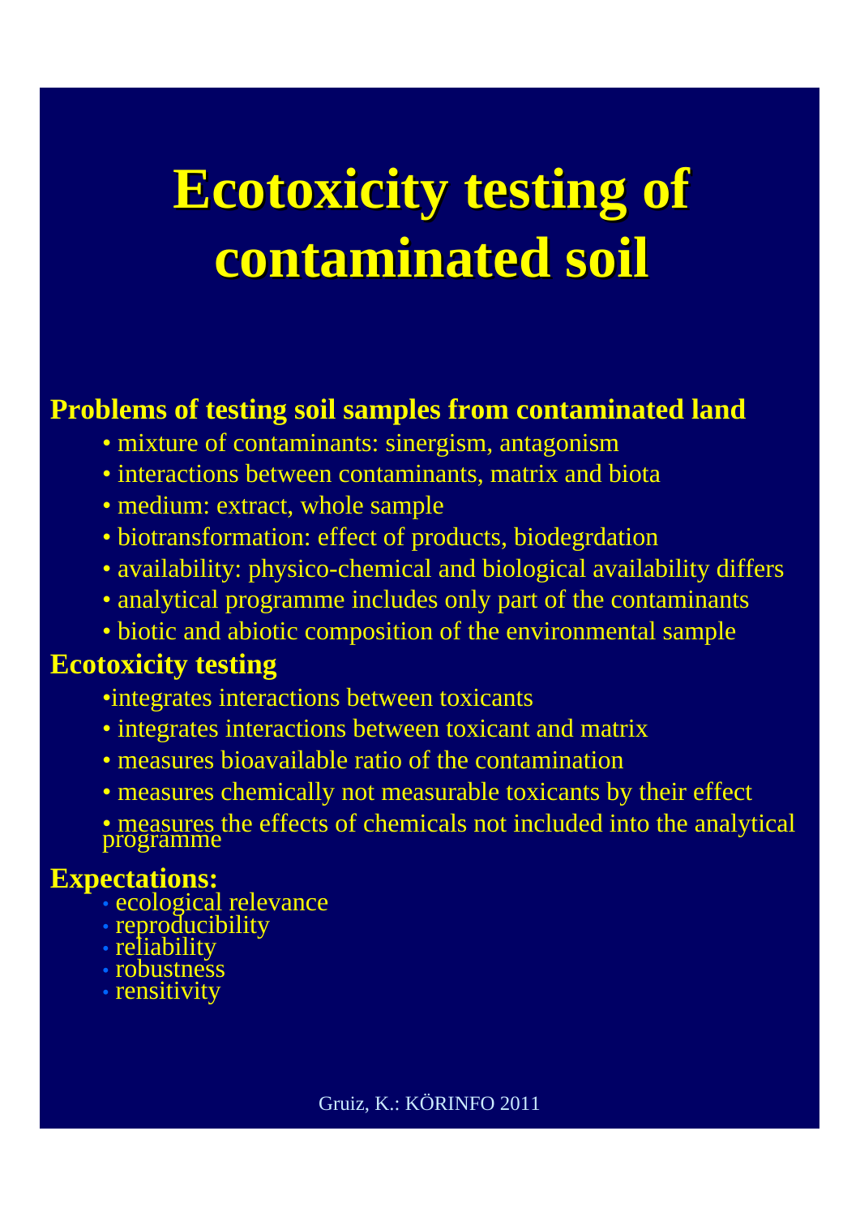# Ecotoxicity testing of contaminated soil

**Problems of testing soil samples from contaminated land**

- mixture of contaminants: sinergism, antagonism
- interactions between contaminants, matrix and biota
- medium: extract, whole sample
- biotransformation: effect of products, biodegrdation
- availability: physico-chemical and biological availability differs
- analytical programme includes only part of the contaminants
- biotic and abiotic composition of the environmental sample

**Ecotoxicity testing**

- integrates interactions between toxicants
- integrates interactions between toxicant and matrix
- measures bioavailable ratio of the contamination
- measures chemically not measurable toxicants by their effect
- measures the effects of chemicals not included into the analytical programme

**Expectations:**

- ecological relevance
- reproducibility
- reliability
- robustness
- rensitivity

Gruiz, K.: KÖRINFO 2011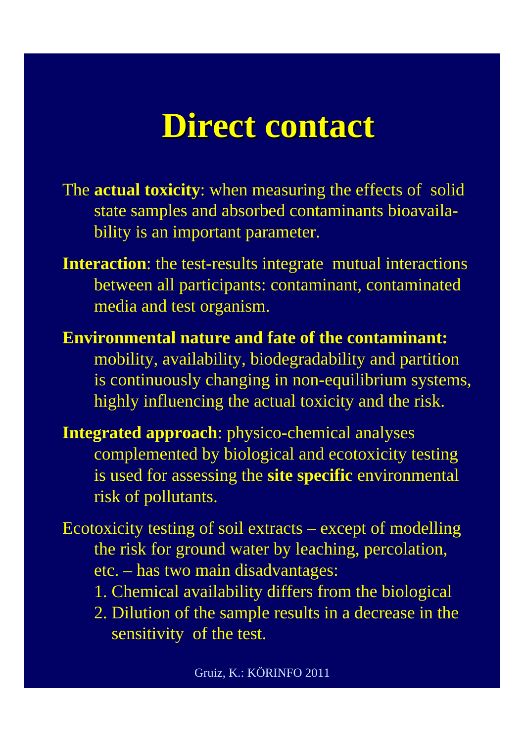# Direct contact

The **actual toxicity**: when measuring the effects of solid state samples and absorbed contaminants bioavailability is an important parameter.

**Interaction**: the test-results integrate mutual interactions between all participants: contaminant, contaminated media and test organism.

**Environmental nature and fate of the contaminant:** mobility, availability, biodegradability and partition is continuously changing in non-equilibrium systems, highly influencing the actual toxicity and the risk.

**Integrated approach**: physico-chemical analyses complemented by biological and ecotoxicity testing is used for assessing the **site specific** environmental risk of pollutants.

Ecotoxicity testing of soil extracts – except of modelling the risk for ground water by leaching, percolation, etc. – has two main disadvantages:

1. Chemical availability differs from the biological
2. Dilution of the sample results in a decrease in the sensitivity of the test.

Gruiz, K.: KÖRINFO 2011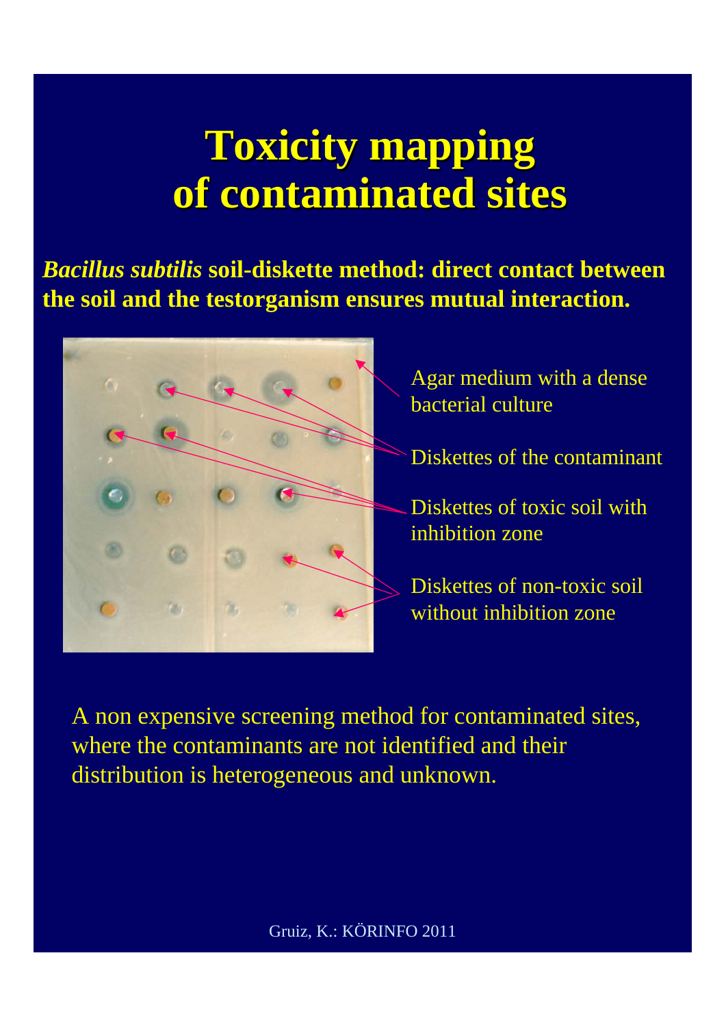# Toxicity mapping of contaminated sites

***Bacillus subtilis*** **soil-diskette method: direct contact between the soil and the testorganism ensures mutual interaction.**

Agar medium with a dense bacterial culture

Diskettes of the contaminant

Diskettes of toxic soil with inhibition zone

Diskettes of non-toxic soil without inhibition zone

A non expensive screening method for contaminated sites, where the contaminants are not identified and their distribution is heterogeneous and unknown.

Gruiz, K.: KÖRINFO 2011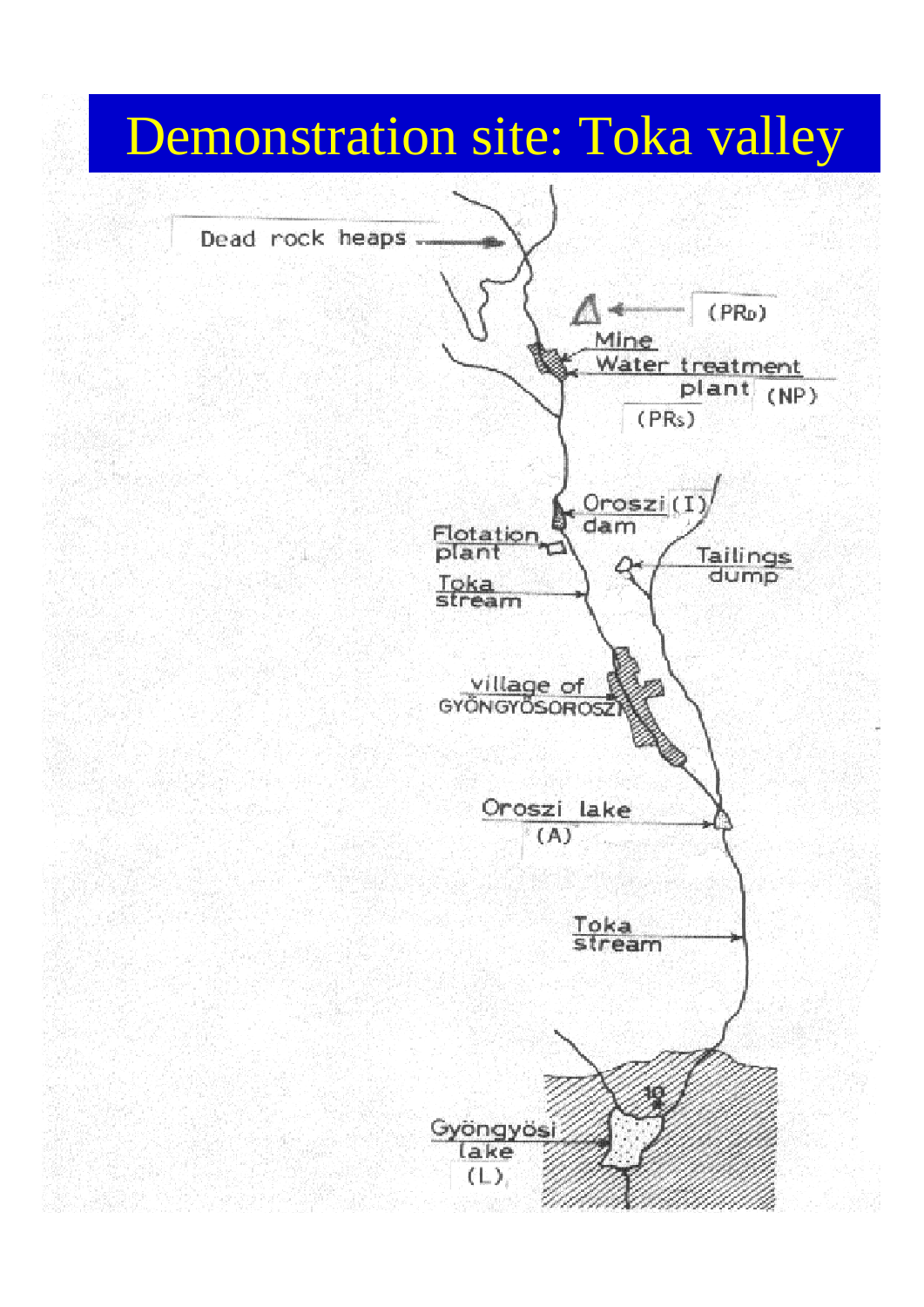# Demonstration site: Toka valley

Dead rock heaps

(PRD)

Mine

Water treatment plant (NP)

(PRS)

Oroszi (I) dam

Flotation plant

Tailings dump

Toka stream

village of GYÖNGYÖSOROSZI

Oroszi lake (A)

Toka stream

10

Gyöngyösi lake (L)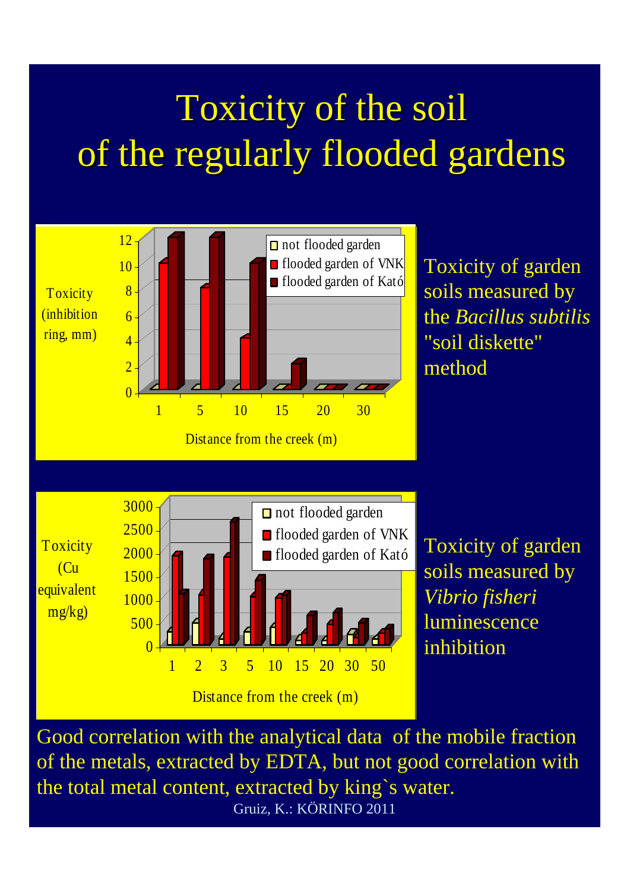# Toxicity of the soil of the regularly flooded gardens

Toxicity (inhibition ring, mm)

12, 10, 8, 6, 4, 2, 0

- not flooded garden
- flooded garden of VNK
- flooded garden of Kató

1, 5, 10, 15, 20, 30

Distance from the creek (m)

Toxicity of garden soils measured by the *Bacillus subtilis* "soil diskette" method

Toxicity (Cu equivalent mg/kg)

3000, 2500, 2000, 1500, 1000, 500, 0

- not flooded garden
- flooded garden of VNK
- flooded garden of Kató

1, 2, 3, 5, 10, 15, 20, 30, 50

Distance from the creek (m)

Toxicity of garden soils measured by *Vibrio fisheri* luminescence inhibition

Good correlation with the analytical data of the mobile fraction of the metals, extracted by EDTA, but not good correlation with the total metal content, extracted by king`s water.

Gruiz, K.: KÖRINFO 2011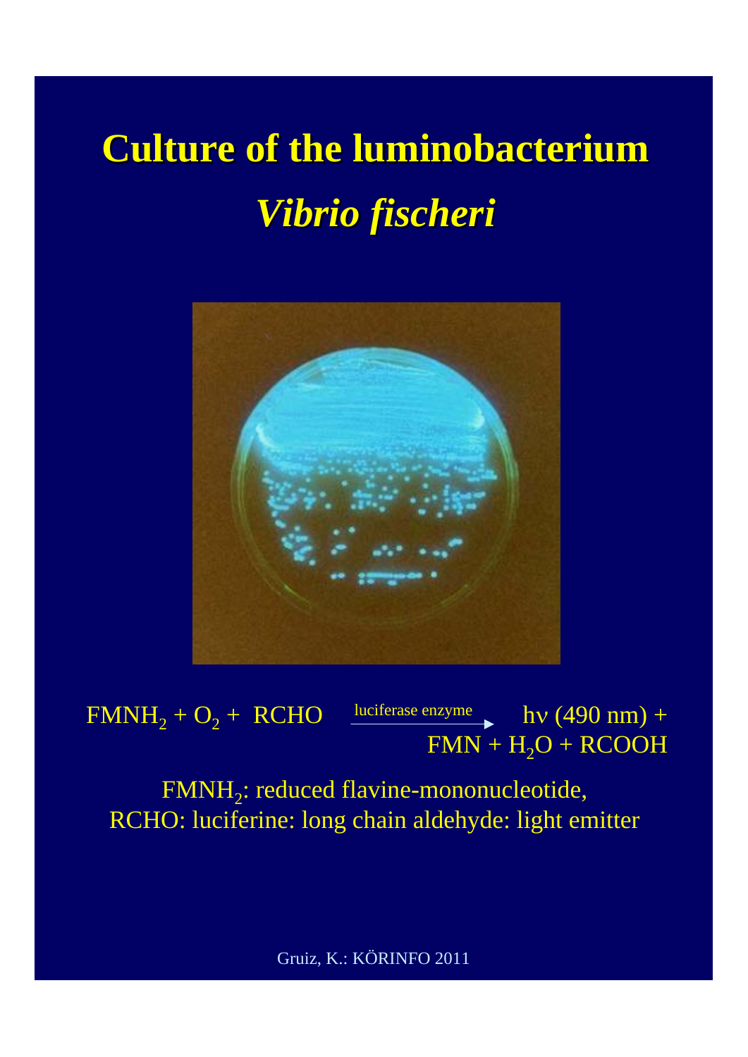# Culture of the luminobacterium *Vibrio fischeri*

$$FMNH_2 + O_2 + RCHO \xrightarrow{\text{luciferase enzyme}} h\nu\ (490\ nm) + FMN + H_2O + RCOOH$$

$FMNH_2$: reduced flavine-mononucleotide,
RCHO: luciferine: long chain aldehyde: light emitter

Gruiz, K.: KÖRINFO 2011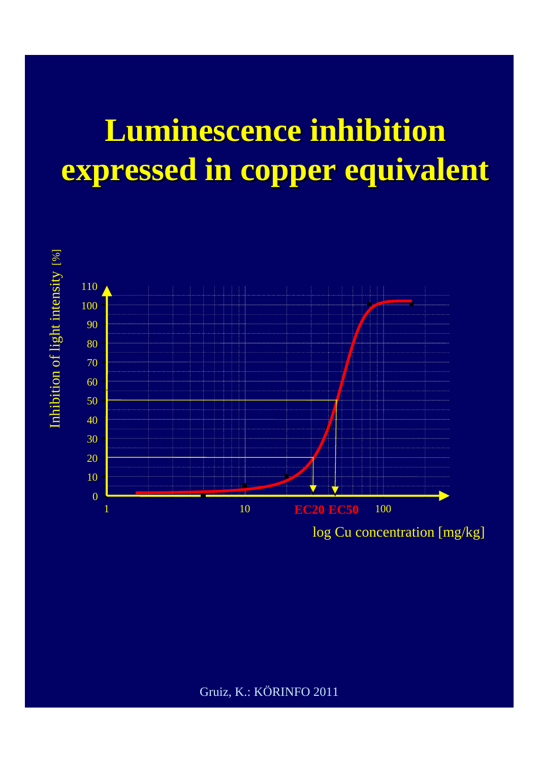# Luminescence inhibition expressed in copper equivalent

Inhibition of light intensity [%]

110
100
90
80
70
60
50
40
30
20
10
0

1 10 **EC20 EC50** 100

log Cu concentration [mg/kg]

Gruiz, K.: KÖRINFO 2011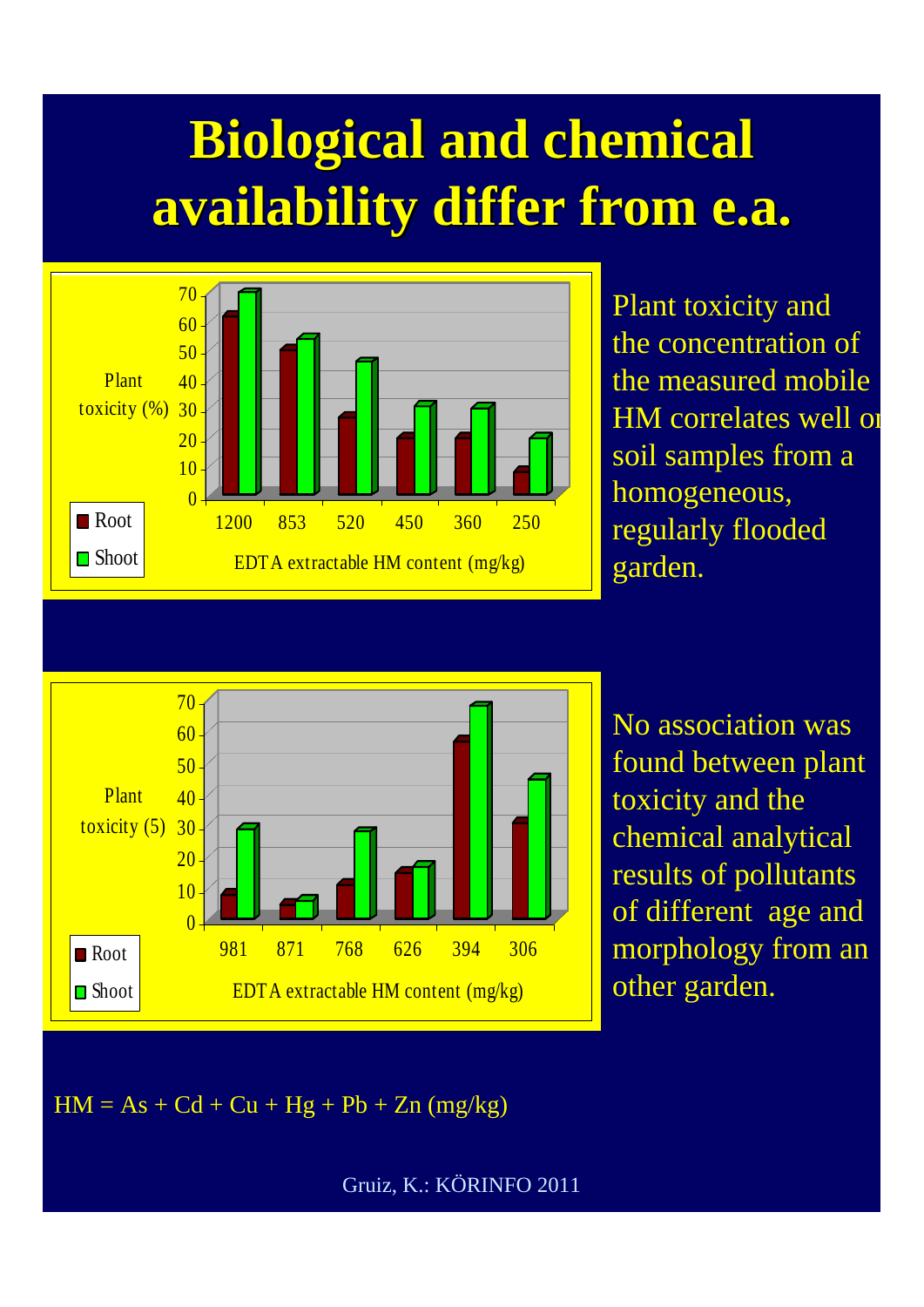# Biological and chemical availability differ from e.a.

| EDTA extractable HM content (mg/kg) | 1200 | 853 | 520 | 450 | 360 | 250 |
|---|---|---|---|---|---|---|
| Root – Plant toxicity (%) | 61 | 49 | 26 | 19 | 19 | 8 |
| Shoot – Plant toxicity (%) | 69 | 53 | 45 | 30 | 29 | 19 |

Plant toxicity and the concentration of the measured mobile HM correlates well on soil samples from a homogeneous, regularly flooded garden.

| EDTA extractable HM content (mg/kg) | 981 | 871 | 768 | 626 | 394 | 306 |
|---|---|---|---|---|---|---|
| Root – Plant toxicity (5) | 8 | 5 | 11 | 15 | 57 | 31 |
| Shoot – Plant toxicity (5) | 29 | 6 | 28 | 17 | 68 | 45 |

No association was found between plant toxicity and the chemical analytical results of pollutants of different age and morphology from an other garden.

HM = As + Cd + Cu + Hg + Pb + Zn (mg/kg)

Gruiz, K.: KÖRINFO 2011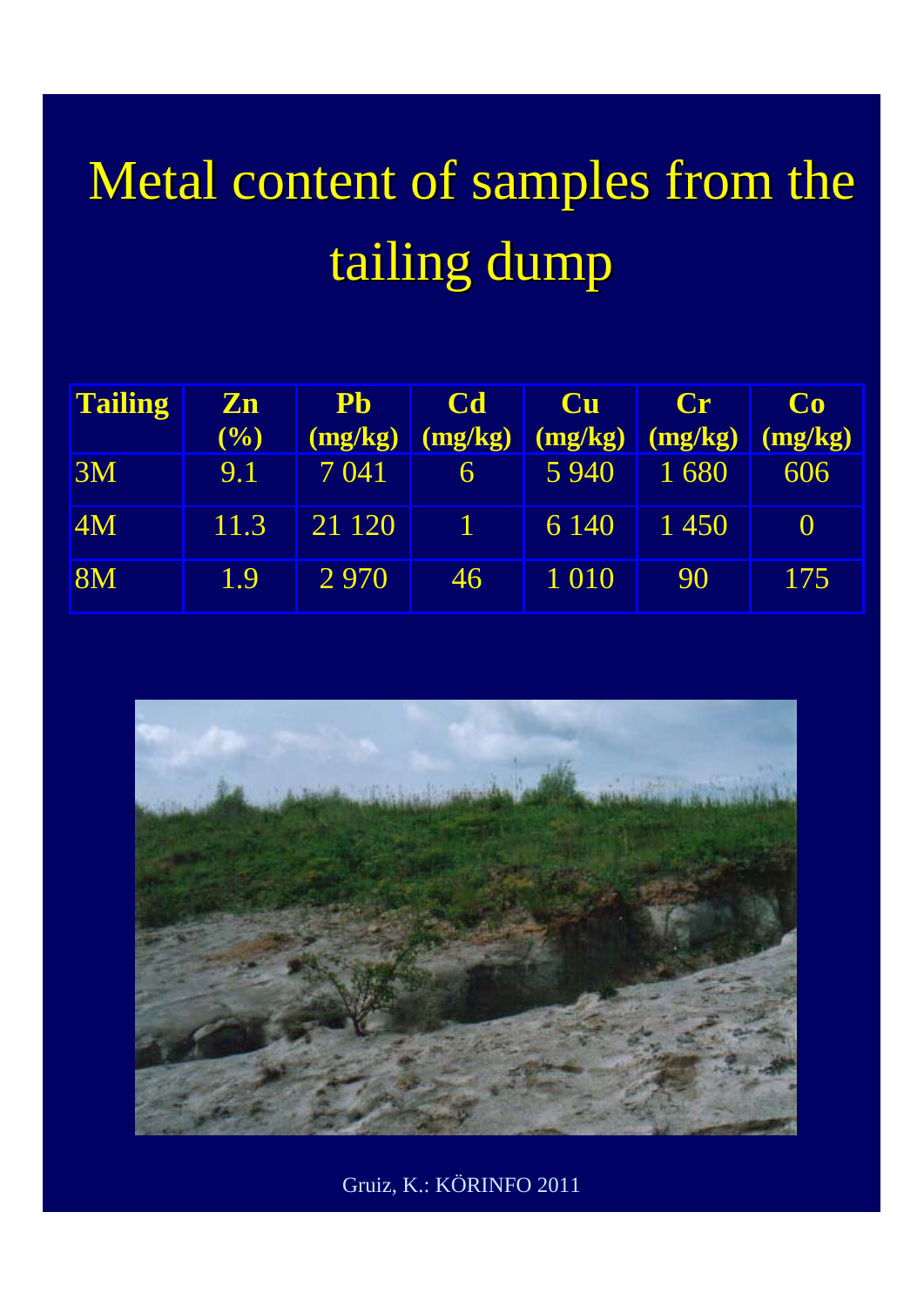# Metal content of samples from the tailing dump

| Tailing | Zn (%) | Pb (mg/kg) | Cd (mg/kg) | Cu (mg/kg) | Cr (mg/kg) | Co (mg/kg) |
|---|---|---|---|---|---|---|
| 3M | 9.1 | 7 041 | 6 | 5 940 | 1 680 | 606 |
| 4M | 11.3 | 21 120 | 1 | 6 140 | 1 450 | 0 |
| 8M | 1.9 | 2 970 | 46 | 1 010 | 90 | 175 |

Gruiz, K.: KÖRINFO 2011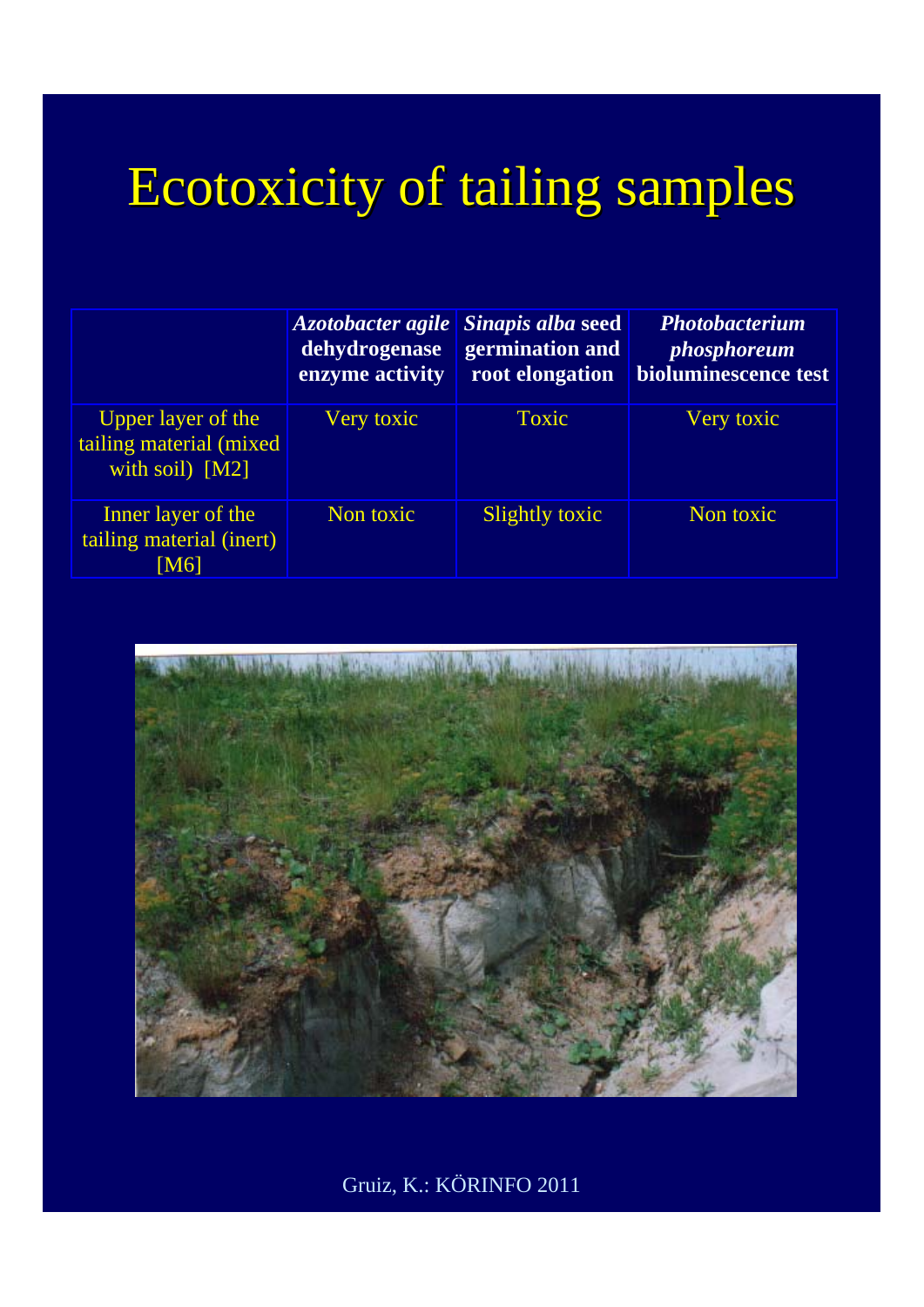# Ecotoxicity of tailing samples

| | ***Azotobacter agile* dehydrogenase enzyme activity** | ***Sinapis alba* seed germination and root elongation** | ***Photobacterium phosphoreum* bioluminescence test** |
|---|---|---|---|
| Upper layer of the tailing material (mixed with soil) [M2] | Very toxic | Toxic | Very toxic |
| Inner layer of the tailing material (inert) [M6] | Non toxic | Slightly toxic | Non toxic |

Gruiz, K.: KÖRINFO 2011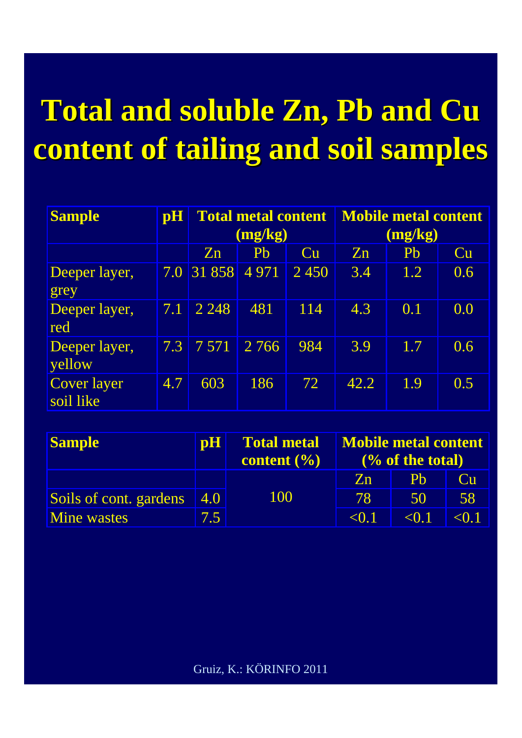# Total and soluble Zn, Pb and Cu content of tailing and soil samples

| Sample | pH | Total metal content (mg/kg) | | | Mobile metal content (mg/kg) | | |
|---|---|---|---|---|---|---|---|
| | | Zn | Pb | Cu | Zn | Pb | Cu |
| Deeper layer, grey | 7.0 | 31 858 | 4 971 | 2 450 | 3.4 | 1.2 | 0.6 |
| Deeper layer, red | 7.1 | 2 248 | 481 | 114 | 4.3 | 0.1 | 0.0 |
| Deeper layer, yellow | 7.3 | 7 571 | 2 766 | 984 | 3.9 | 1.7 | 0.6 |
| Cover layer soil like | 4.7 | 603 | 186 | 72 | 42.2 | 1.9 | 0.5 |

| Sample | pH | Total metal content (%) | Mobile metal content (% of the total) | | |
|---|---|---|---|---|---|
| | | | Zn | Pb | Cu |
| Soils of cont. gardens | 4.0 | 100 | 78 | 50 | 58 |
| Mine wastes | 7.5 | | <0.1 | <0.1 | <0.1 |

Gruiz, K.: KÖRINFO 2011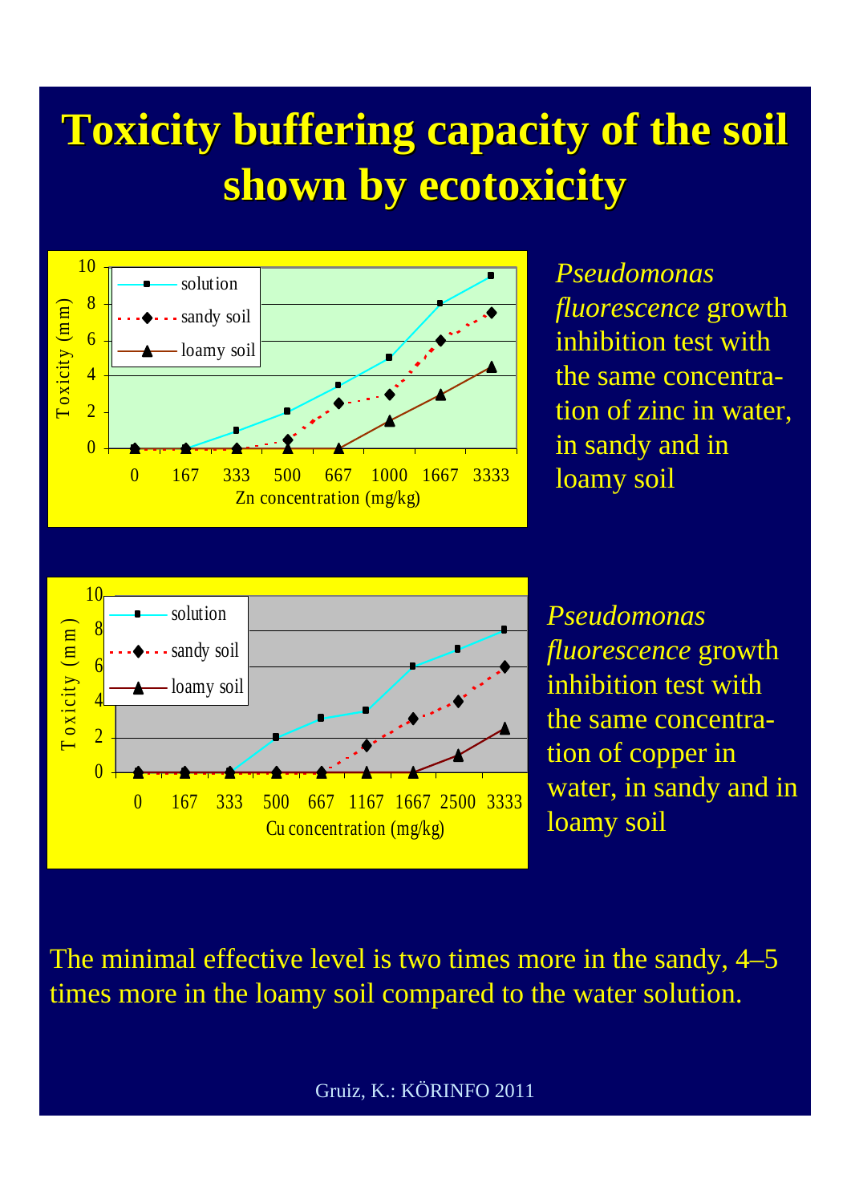# Toxicity buffering capacity of the soil shown by ecotoxicity

*Pseudomonas fluorescence* growth inhibition test with the same concentration of zinc in water, in sandy and in loamy soil

*Pseudomonas fluorescence* growth inhibition test with the same concentration of copper in water, in sandy and in loamy soil

The minimal effective level is two times more in the sandy, 4–5 times more in the loamy soil compared to the water solution.

Gruiz, K.: KÖRINFO 2011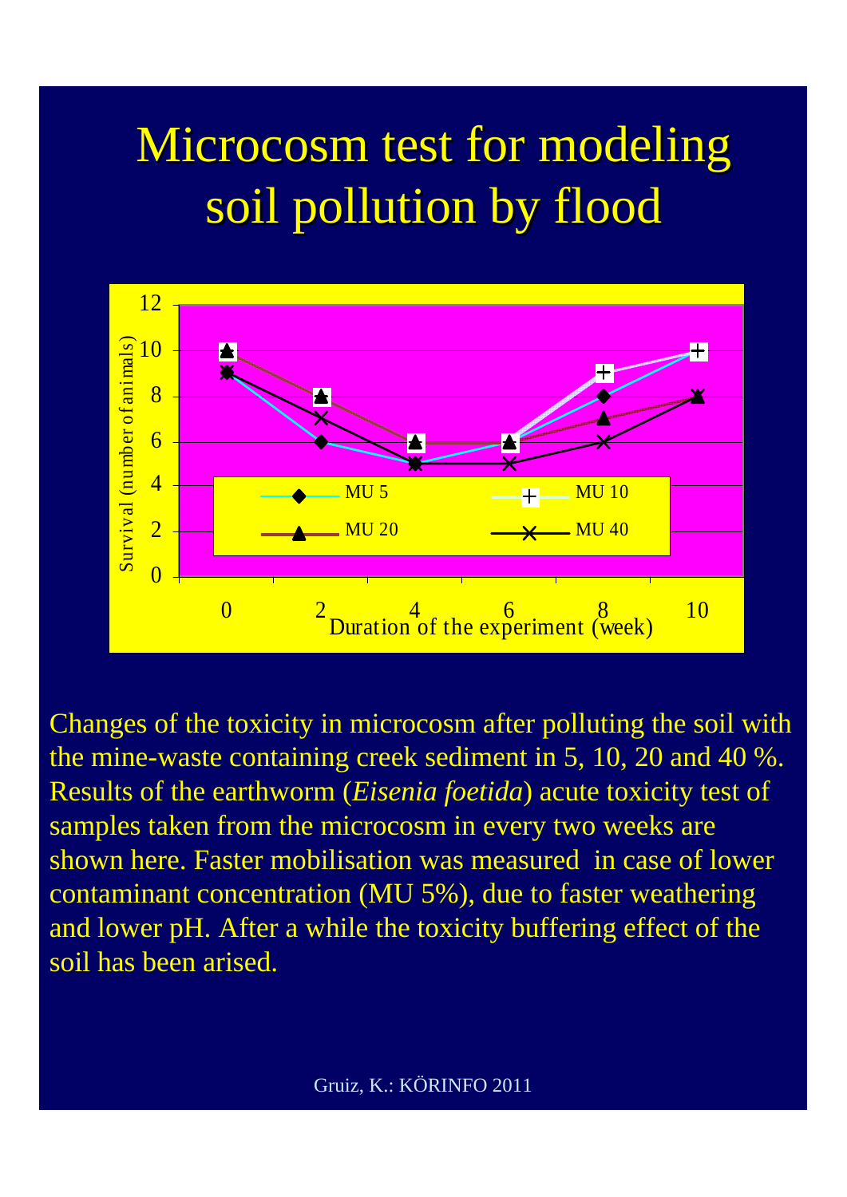# Microcosm test for modeling soil pollution by flood

| Duration of the experiment (week) | MU 5 | MU 10 | MU 20 | MU 40 |
|---|---|---|---|---|
| 0 | 9 | 10 | 10 | 9 |
| 2 | 6 | 8 | 8 | 7 |
| 4 | 5 | 6 | 6 | 5 |
| 6 | 6 | 6 | 6 | 5 |
| 8 | 8 | 9 | 7 | 6 |
| 10 | 10 | 10 | 8 | 8 |

Survival (number of animals)

Changes of the toxicity in microcosm after polluting the soil with the mine-waste containing creek sediment in 5, 10, 20 and 40 %. Results of the earthworm (*Eisenia foetida*) acute toxicity test of samples taken from the microcosm in every two weeks are shown here. Faster mobilisation was measured in case of lower contaminant concentration (MU 5%), due to faster weathering and lower pH. After a while the toxicity buffering effect of the soil has been arised.

Gruiz, K.: KÖRINFO 2011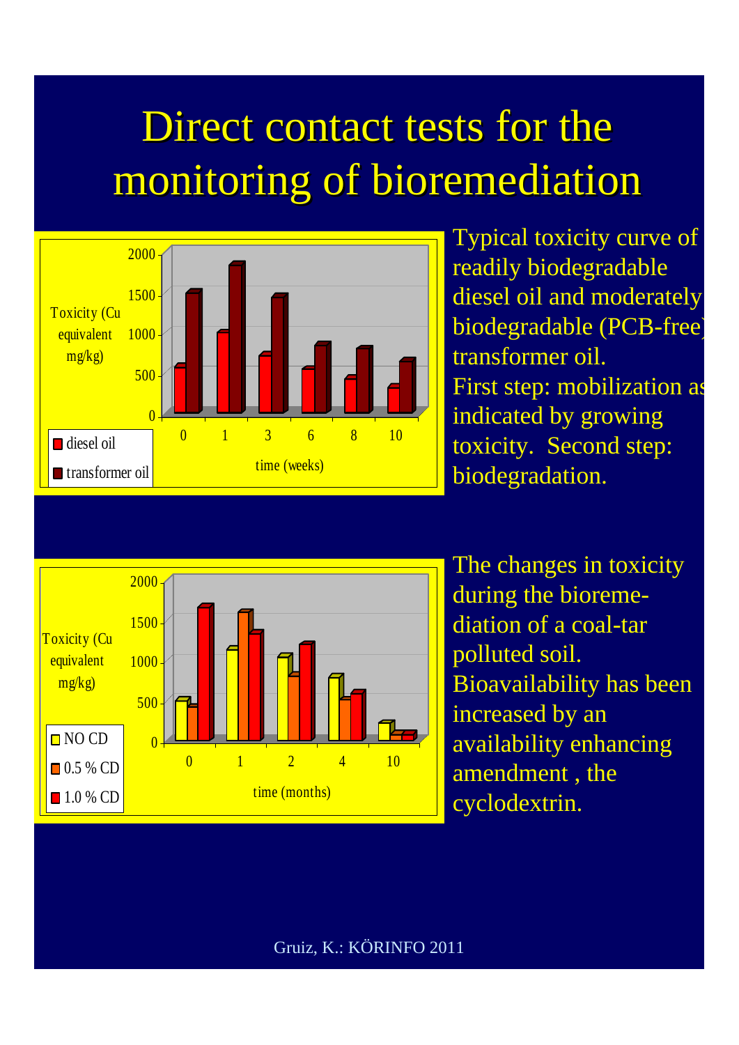# Direct contact tests for the monitoring of bioremediation

| time (weeks) | 0 | 1 | 3 | 6 | 8 | 10 |
|---|---|---|---|---|---|---|
| diesel oil | | | | | | |
| transformer oil | | | | | | |

Toxicity (Cu equivalent mg/kg): 0, 500, 1000, 1500, 2000

Typical toxicity curve of readily biodegradable diesel oil and moderately biodegradable (PCB-free) transformer oil.
First step: mobilization as indicated by growing toxicity. Second step: biodegradation.

| time (months) | 0 | 1 | 2 | 4 | 10 |
|---|---|---|---|---|---|
| NO CD | | | | | |
| 0.5 % CD | | | | | |
| 1.0 % CD | | | | | |

Toxicity (Cu equivalent mg/kg): 0, 500, 1000, 1500, 2000

The changes in toxicity during the bioremediation of a coal-tar polluted soil. Bioavailability has been increased by an availability enhancing amendment , the cyclodextrin.

Gruiz, K.: KÖRINFO 2011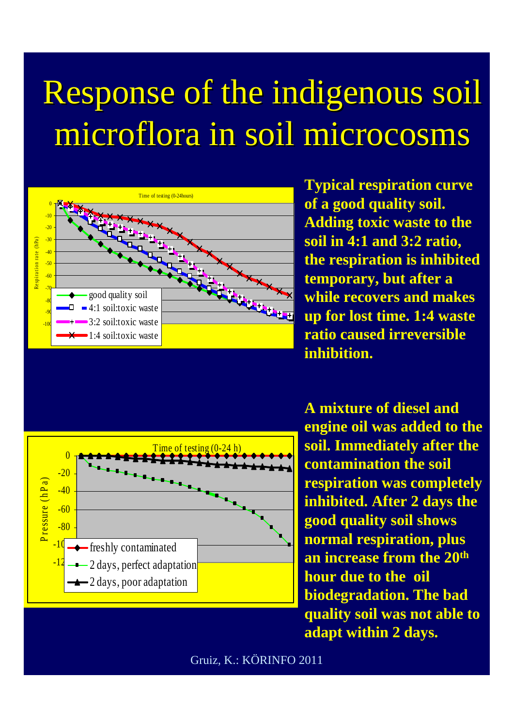# Response of the indigenous soil microflora in soil microcosms

**Typical respiration curve of a good quality soil. Adding toxic waste to the soil in 4:1 and 3:2 ratio, the respiration is inhibited temporary, but after a while recovers and makes up for lost time. 1:4 waste ratio caused irreversible inhibition.**

**A mixture of diesel and engine oil was added to the soil. Immediately after the contamination the soil respiration was completely inhibited. After 2 days the good quality soil shows normal respiration, plus an increase from the 20th hour due to the oil biodegradation. The bad quality soil was not able to adapt within 2 days.**

Gruiz, K.: KÖRINFO 2011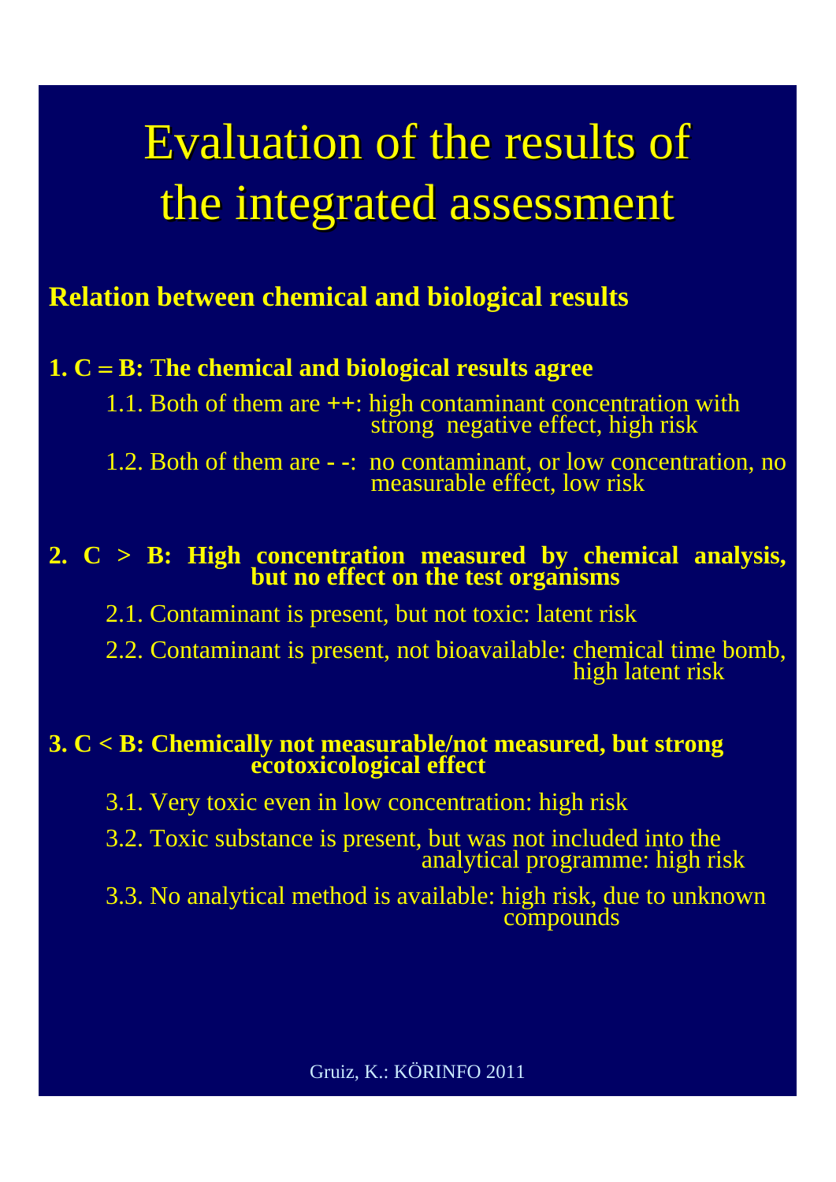# Evaluation of the results of the integrated assessment

**Relation between chemical and biological results**

**1. C = B: The chemical and biological results agree**

1.1. Both of them are ++: high contaminant concentration with strong negative effect, high risk

1.2. Both of them are - -: no contaminant, or low concentration, no measurable effect, low risk

**2. C > B: High concentration measured by chemical analysis, but no effect on the test organisms**

2.1. Contaminant is present, but not toxic: latent risk

2.2. Contaminant is present, not bioavailable: chemical time bomb, high latent risk

**3. C < B: Chemically not measurable/not measured, but strong ecotoxicological effect**

3.1. Very toxic even in low concentration: high risk

3.2. Toxic substance is present, but was not included into the analytical programme: high risk

3.3. No analytical method is available: high risk, due to unknown compounds

Gruiz, K.: KÖRINFO 2011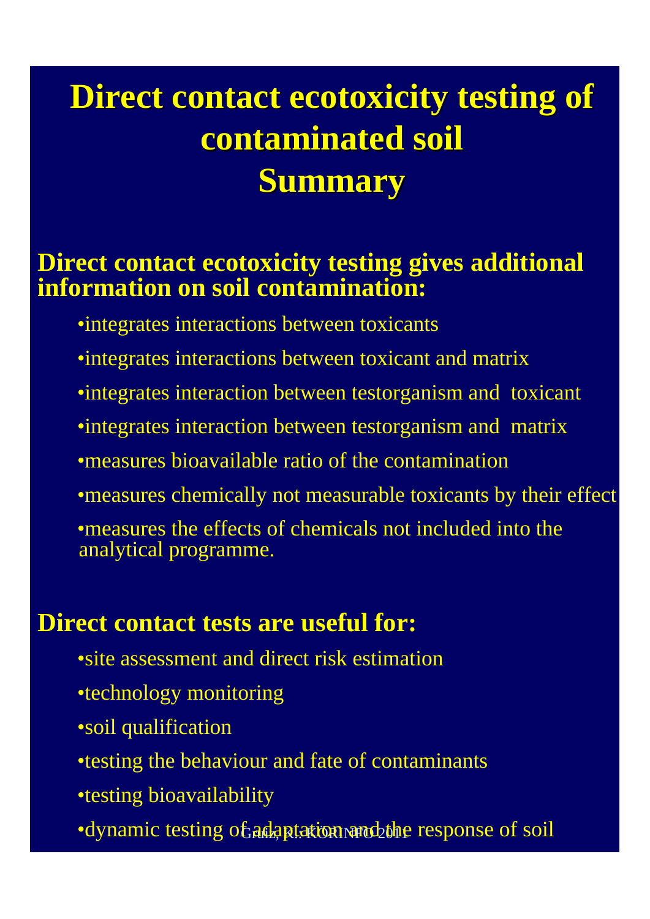# Direct contact ecotoxicity testing of contaminated soil
# Summary

## Direct contact ecotoxicity testing gives additional information on soil contamination:

- integrates interactions between toxicants
- integrates interactions between toxicant and matrix
- integrates interaction between testorganism and toxicant
- integrates interaction between testorganism and matrix
- measures bioavailable ratio of the contamination
- measures chemically not measurable toxicants by their effect
- measures the effects of chemicals not included into the analytical programme.

## Direct contact tests are useful for:

- site assessment and direct risk estimation
- technology monitoring
- soil qualification
- testing the behaviour and fate of contaminants
- testing bioavailability
- dynamic testing of adaptation and the response of soil